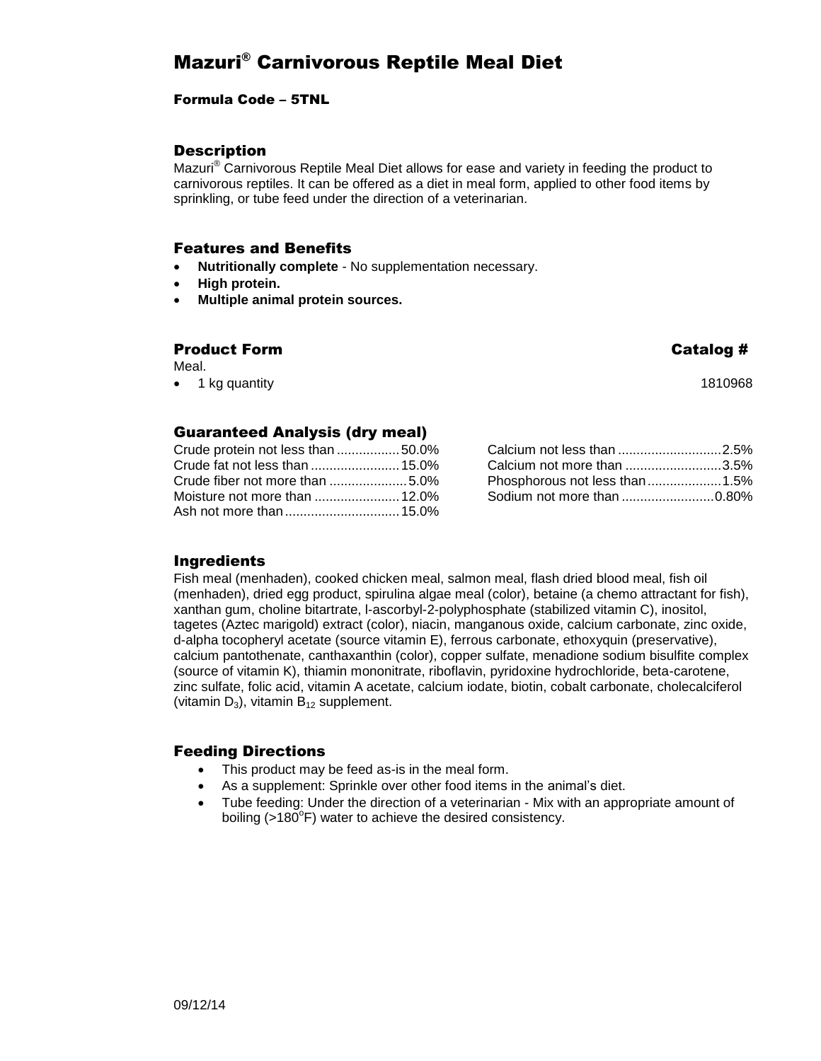# Mazuri® Carnivorous Reptile Meal Diet

**Formula Code – 5TNL**

## Description

Mazuri® Carnivorous Reptile Meal Diet allows for ease and variety in feeding the product to carnivorous reptiles. It can be offered as a diet in meal form, applied to other food items by sprinkling, or tube feed under the direction of a veterinarian.

## Features and Benefits

- **Nutritionally complete** - No supplementation necessary.
- **High protein.**
- **Multiple animal protein sources.**

## Product Form

Meal.

| | Catalog # |
|---|---|
| 1 kg quantity | 1810968 |

## Guaranteed Analysis (dry meal)

| | |
|---|---|
| Crude protein not less than | 50.0% |
| Crude fat not less than | 15.0% |
| Crude fiber not more than | 5.0% |
| Moisture not more than | 12.0% |
| Ash not more than | 15.0% |
| Calcium not less than | 2.5% |
| Calcium not more than | 3.5% |
| Phosphorous not less than | 1.5% |
| Sodium not more than | 0.80% |

## Ingredients

Fish meal (menhaden), cooked chicken meal, salmon meal, flash dried blood meal, fish oil (menhaden), dried egg product, spirulina algae meal (color), betaine (a chemo attractant for fish), xanthan gum, choline bitartrate, l-ascorbyl-2-polyphosphate (stabilized vitamin C), inositol, tagetes (Aztec marigold) extract (color), niacin, manganous oxide, calcium carbonate, zinc oxide, d-alpha tocopheryl acetate (source vitamin E), ferrous carbonate, ethoxyquin (preservative), calcium pantothenate, canthaxanthin (color), copper sulfate, menadione sodium bisulfite complex (source of vitamin K), thiamin mononitrate, riboflavin, pyridoxine hydrochloride, beta-carotene, zinc sulfate, folic acid, vitamin A acetate, calcium iodate, biotin, cobalt carbonate, cholecalciferol (vitamin $D_3$), vitamin $B_{12}$ supplement.

## Feeding Directions

- This product may be feed as-is in the meal form.
- As a supplement: Sprinkle over other food items in the animal's diet.
- Tube feeding: Under the direction of a veterinarian - Mix with an appropriate amount of boiling (>180°F) water to achieve the desired consistency.

09/12/14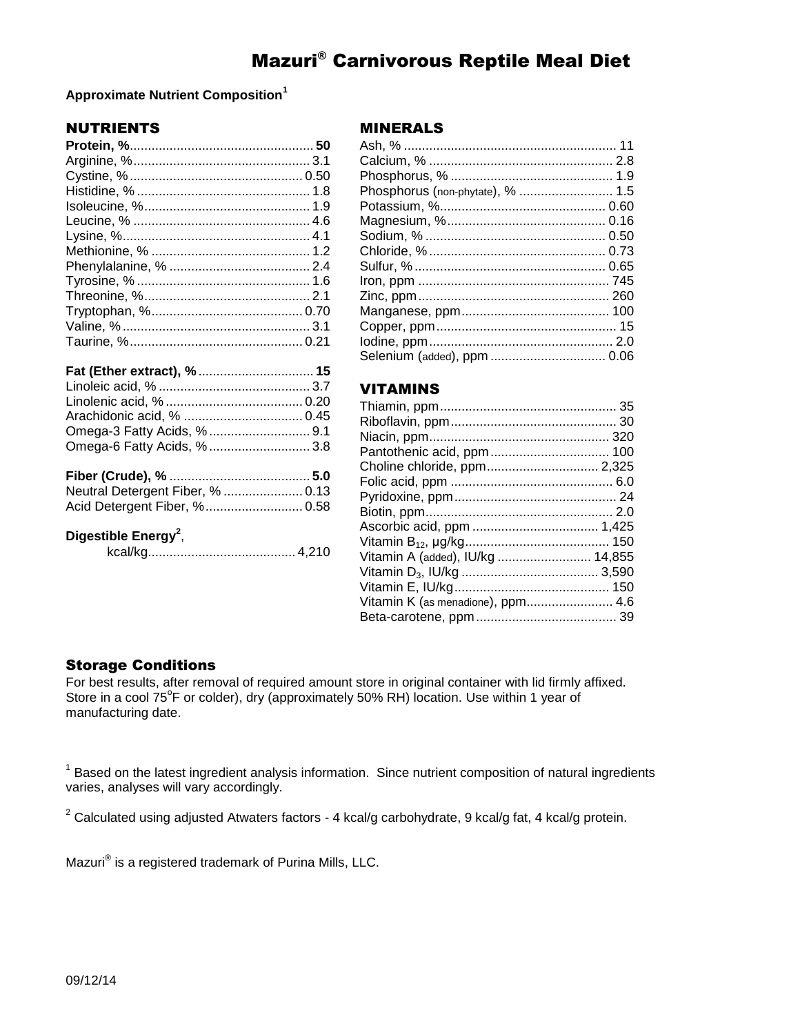# Mazuri® Carnivorous Reptile Meal Diet

**Approximate Nutrient Composition**[1]

## NUTRIENTS

| | |
|---|---|
| **Protein, %** | **50** |
| Arginine, % | 3.1 |
| Cystine, % | 0.50 |
| Histidine, % | 1.8 |
| Isoleucine, % | 1.9 |
| Leucine, % | 4.6 |
| Lysine, % | 4.1 |
| Methionine, % | 1.2 |
| Phenylalanine, % | 2.4 |
| Tyrosine, % | 1.6 |
| Threonine, % | 2.1 |
| Tryptophan, % | 0.70 |
| Valine, % | 3.1 |
| Taurine, % | 0.21 |
| **Fat (Ether extract), %** | **15** |
| Linoleic acid, % | 3.7 |
| Linolenic acid, % | 0.20 |
| Arachidonic acid, % | 0.45 |
| Omega-3 Fatty Acids, % | 9.1 |
| Omega-6 Fatty Acids, % | 3.8 |
| **Fiber (Crude), %** | **5.0** |
| Neutral Detergent Fiber, % | 0.13 |
| Acid Detergent Fiber, % | 0.58 |
| **Digestible Energy**[2], kcal/kg | 4,210 |

## MINERALS

| | |
|---|---|
| Ash, % | 11 |
| Calcium, % | 2.8 |
| Phosphorus, % | 1.9 |
| Phosphorus (non-phytate), % | 1.5 |
| Potassium, % | 0.60 |
| Magnesium, % | 0.16 |
| Sodium, % | 0.50 |
| Chloride, % | 0.73 |
| Sulfur, % | 0.65 |
| Iron, ppm | 745 |
| Zinc, ppm | 260 |
| Manganese, ppm | 100 |
| Copper, ppm | 15 |
| Iodine, ppm | 2.0 |
| Selenium (added), ppm | 0.06 |

## VITAMINS

| | |
|---|---|
| Thiamin, ppm | 35 |
| Riboflavin, ppm | 30 |
| Niacin, ppm | 320 |
| Pantothenic acid, ppm | 100 |
| Choline chloride, ppm | 2,325 |
| Folic acid, ppm | 6.0 |
| Pyridoxine, ppm | 24 |
| Biotin, ppm | 2.0 |
| Ascorbic acid, ppm | 1,425 |
| Vitamin $B_{12}$, µg/kg | 150 |
| Vitamin A (added), IU/kg | 14,855 |
| Vitamin $D_3$, IU/kg | 3,590 |
| Vitamin E, IU/kg | 150 |
| Vitamin K (as menadione), ppm | 4.6 |
| Beta-carotene, ppm | 39 |

## Storage Conditions

For best results, after removal of required amount store in original container with lid firmly affixed. Store in a cool 75°F or colder), dry (approximately 50% RH) location. Use within 1 year of manufacturing date.

[1] Based on the latest ingredient analysis information. Since nutrient composition of natural ingredients varies, analyses will vary accordingly.

[2] Calculated using adjusted Atwaters factors - 4 kcal/g carbohydrate, 9 kcal/g fat, 4 kcal/g protein.

Mazuri® is a registered trademark of Purina Mills, LLC.

09/12/14